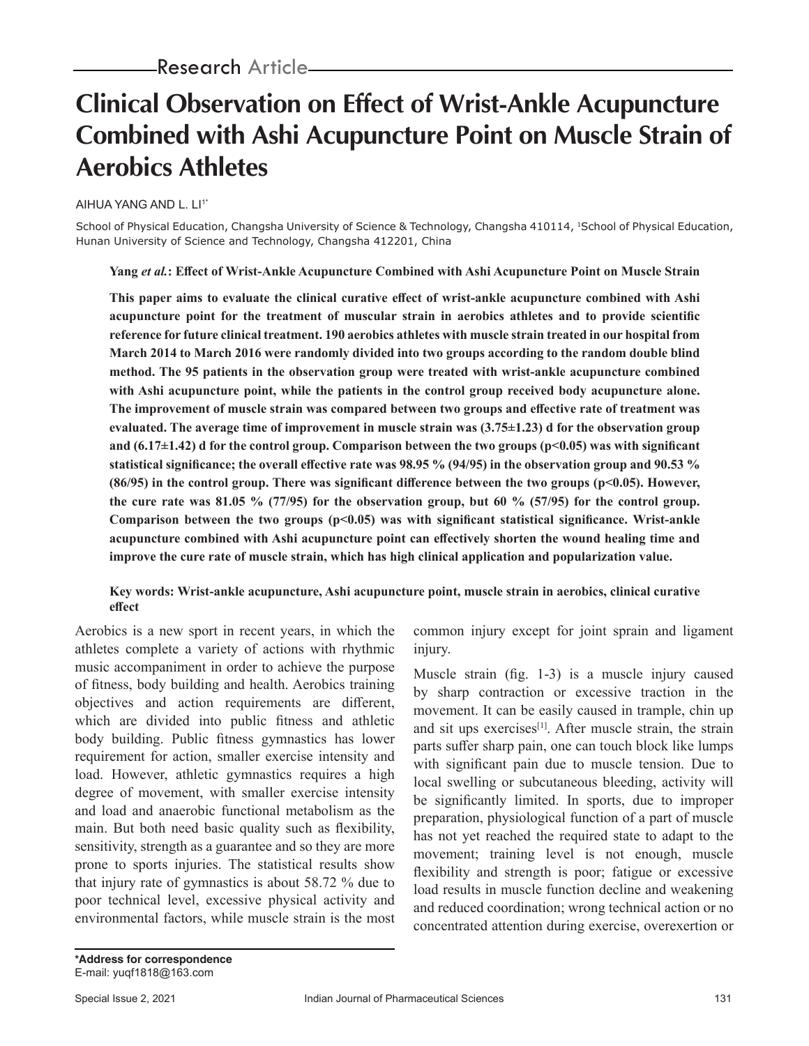Research Article

# Clinical Observation on Effect of Wrist-Ankle Acupuncture Combined with Ashi Acupuncture Point on Muscle Strain of Aerobics Athletes

AIHUA YANG AND L. LI[1*]

School of Physical Education, Changsha University of Science & Technology, Changsha 410114, [1]School of Physical Education, Hunan University of Science and Technology, Changsha 412201, China

**Yang *et al.*: Effect of Wrist-Ankle Acupuncture Combined with Ashi Acupuncture Point on Muscle Strain**

**This paper aims to evaluate the clinical curative effect of wrist-ankle acupuncture combined with Ashi acupuncture point for the treatment of muscular strain in aerobics athletes and to provide scientific reference for future clinical treatment. 190 aerobics athletes with muscle strain treated in our hospital from March 2014 to March 2016 were randomly divided into two groups according to the random double blind method. The 95 patients in the observation group were treated with wrist-ankle acupuncture combined with Ashi acupuncture point, while the patients in the control group received body acupuncture alone. The improvement of muscle strain was compared between two groups and effective rate of treatment was evaluated. The average time of improvement in muscle strain was (3.75±1.23) d for the observation group and (6.17±1.42) d for the control group. Comparison between the two groups ($p<0.05$) was with significant statistical significance; the overall effective rate was 98.95 % (94/95) in the observation group and 90.53 % (86/95) in the control group. There was significant difference between the two groups ($p<0.05$). However, the cure rate was 81.05 % (77/95) for the observation group, but 60 % (57/95) for the control group. Comparison between the two groups ($p<0.05$) was with significant statistical significance. Wrist-ankle acupuncture combined with Ashi acupuncture point can effectively shorten the wound healing time and improve the cure rate of muscle strain, which has high clinical application and popularization value.**

**Key words: Wrist-ankle acupuncture, Ashi acupuncture point, muscle strain in aerobics, clinical curative effect**

Aerobics is a new sport in recent years, in which the athletes complete a variety of actions with rhythmic music accompaniment in order to achieve the purpose of fitness, body building and health. Aerobics training objectives and action requirements are different, which are divided into public fitness and athletic body building. Public fitness gymnastics has lower requirement for action, smaller exercise intensity and load. However, athletic gymnastics requires a high degree of movement, with smaller exercise intensity and load and anaerobic functional metabolism as the main. But both need basic quality such as flexibility, sensitivity, strength as a guarantee and so they are more prone to sports injuries. The statistical results show that injury rate of gymnastics is about 58.72 % due to poor technical level, excessive physical activity and environmental factors, while muscle strain is the most common injury except for joint sprain and ligament injury.

Muscle strain (fig. 1-3) is a muscle injury caused by sharp contraction or excessive traction in the movement. It can be easily caused in trample, chin up and sit ups exercises[1]. After muscle strain, the strain parts suffer sharp pain, one can touch block like lumps with significant pain due to muscle tension. Due to local swelling or subcutaneous bleeding, activity will be significantly limited. In sports, due to improper preparation, physiological function of a part of muscle has not yet reached the required state to adapt to the movement; training level is not enough, muscle flexibility and strength is poor; fatigue or excessive load results in muscle function decline and weakening and reduced coordination; wrong technical action or no concentrated attention during exercise, overexertion or

**\*Address for correspondence**
E-mail: yuqf1818@163.com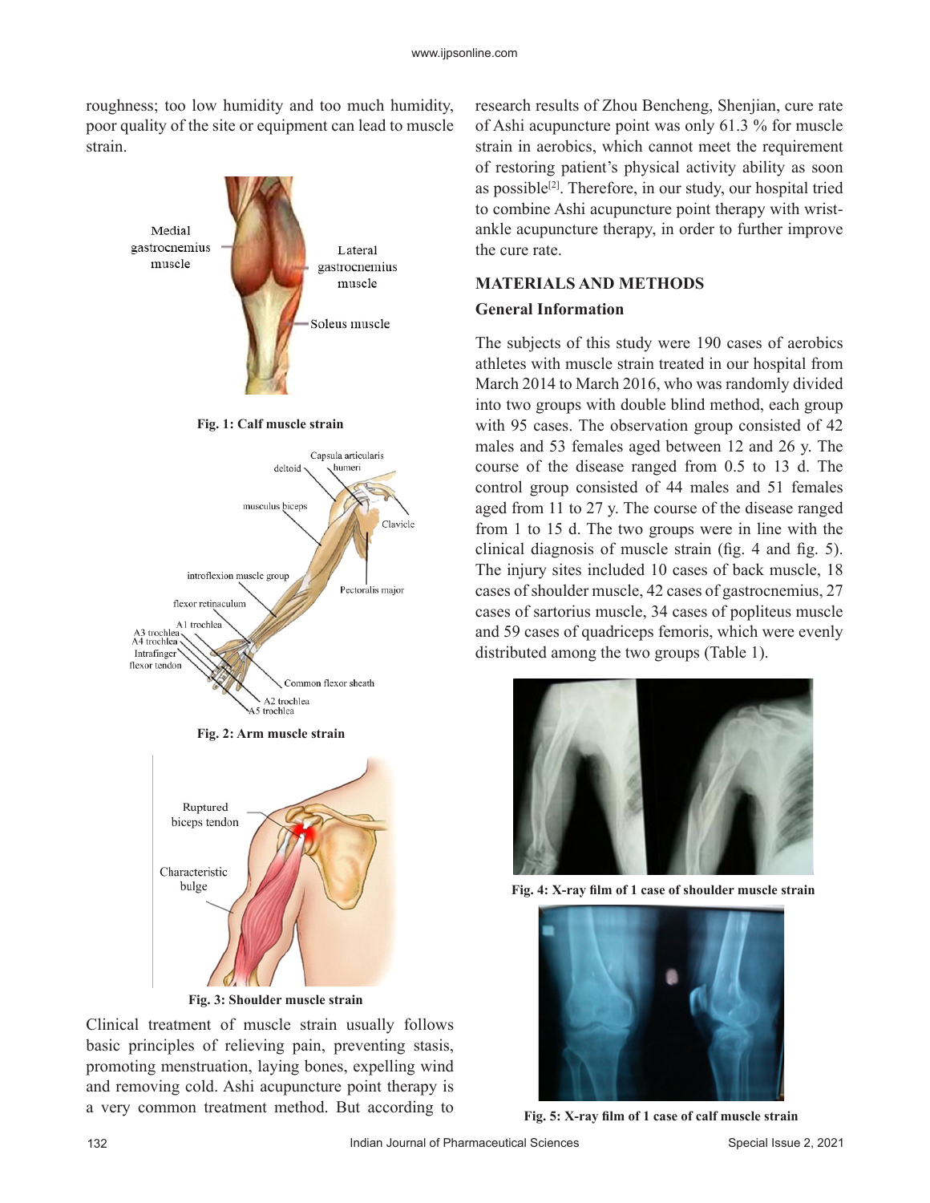roughness; too low humidity and too much humidity, poor quality of the site or equipment can lead to muscle strain.

Fig. 1: Calf muscle strain

Fig. 2: Arm muscle strain

Fig. 3: Shoulder muscle strain

Clinical treatment of muscle strain usually follows basic principles of relieving pain, preventing stasis, promoting menstruation, laying bones, expelling wind and removing cold. Ashi acupuncture point therapy is a very common treatment method. But according to research results of Zhou Bencheng, Shenjian, cure rate of Ashi acupuncture point was only 61.3 % for muscle strain in aerobics, which cannot meet the requirement of restoring patient's physical activity ability as soon as possible[2]. Therefore, in our study, our hospital tried to combine Ashi acupuncture point therapy with wrist-ankle acupuncture therapy, in order to further improve the cure rate.

## MATERIALS AND METHODS

### General Information

The subjects of this study were 190 cases of aerobics athletes with muscle strain treated in our hospital from March 2014 to March 2016, who was randomly divided into two groups with double blind method, each group with 95 cases. The observation group consisted of 42 males and 53 females aged between 12 and 26 y. The course of the disease ranged from 0.5 to 13 d. The control group consisted of 44 males and 51 females aged from 11 to 27 y. The course of the disease ranged from 1 to 15 d. The two groups were in line with the clinical diagnosis of muscle strain (fig. 4 and fig. 5). The injury sites included 10 cases of back muscle, 18 cases of shoulder muscle, 42 cases of gastrocnemius, 27 cases of sartorius muscle, 34 cases of popliteus muscle and 59 cases of quadriceps femoris, which were evenly distributed among the two groups (Table 1).

Fig. 4: X-ray film of 1 case of shoulder muscle strain

Fig. 5: X-ray film of 1 case of calf muscle strain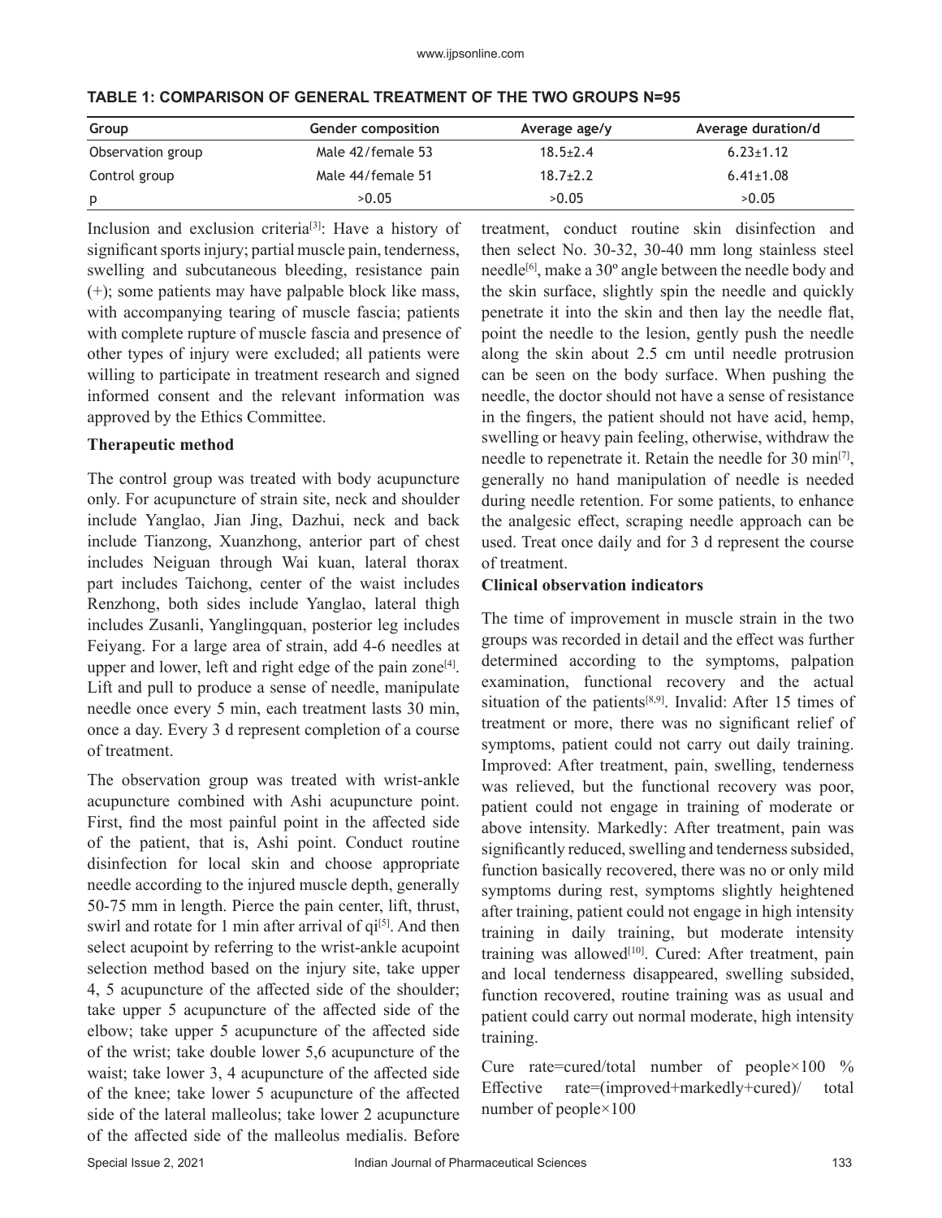**TABLE 1: COMPARISON OF GENERAL TREATMENT OF THE TWO GROUPS N=95**

| Group | Gender composition | Average age/y | Average duration/d |
|---|---|---|---|
| Observation group | Male 42/female 53 | 18.5±2.4 | 6.23±1.12 |
| Control group | Male 44/female 51 | 18.7±2.2 | 6.41±1.08 |
| p | >0.05 | >0.05 | >0.05 |

Inclusion and exclusion criteria[3]: Have a history of significant sports injury; partial muscle pain, tenderness, swelling and subcutaneous bleeding, resistance pain (+); some patients may have palpable block like mass, with accompanying tearing of muscle fascia; patients with complete rupture of muscle fascia and presence of other types of injury were excluded; all patients were willing to participate in treatment research and signed informed consent and the relevant information was approved by the Ethics Committee.

**Therapeutic method**

The control group was treated with body acupuncture only. For acupuncture of strain site, neck and shoulder include Yanglao, Jian Jing, Dazhui, neck and back include Tianzong, Xuanzhong, anterior part of chest includes Neiguan through Wai kuan, lateral thorax part includes Taichong, center of the waist includes Renzhong, both sides include Yanglao, lateral thigh includes Zusanli, Yanglingquan, posterior leg includes Feiyang. For a large area of strain, add 4-6 needles at upper and lower, left and right edge of the pain zone[4]. Lift and pull to produce a sense of needle, manipulate needle once every 5 min, each treatment lasts 30 min, once a day. Every 3 d represent completion of a course of treatment.

The observation group was treated with wrist-ankle acupuncture combined with Ashi acupuncture point. First, find the most painful point in the affected side of the patient, that is, Ashi point. Conduct routine disinfection for local skin and choose appropriate needle according to the injured muscle depth, generally 50-75 mm in length. Pierce the pain center, lift, thrust, swirl and rotate for 1 min after arrival of qi[5]. And then select acupoint by referring to the wrist-ankle acupoint selection method based on the injury site, take upper 4, 5 acupuncture of the affected side of the shoulder; take upper 5 acupuncture of the affected side of the elbow; take upper 5 acupuncture of the affected side of the wrist; take double lower 5,6 acupuncture of the waist; take lower 3, 4 acupuncture of the affected side of the knee; take lower 5 acupuncture of the affected side of the lateral malleolus; take lower 2 acupuncture of the affected side of the malleolus medialis. Before treatment, conduct routine skin disinfection and then select No. 30-32, 30-40 mm long stainless steel needle[6], make a 30º angle between the needle body and the skin surface, slightly spin the needle and quickly penetrate it into the skin and then lay the needle flat, point the needle to the lesion, gently push the needle along the skin about 2.5 cm until needle protrusion can be seen on the body surface. When pushing the needle, the doctor should not have a sense of resistance in the fingers, the patient should not have acid, hemp, swelling or heavy pain feeling, otherwise, withdraw the needle to repenetrate it. Retain the needle for 30 min[7], generally no hand manipulation of needle is needed during needle retention. For some patients, to enhance the analgesic effect, scraping needle approach can be used. Treat once daily and for 3 d represent the course of treatment.

**Clinical observation indicators**

The time of improvement in muscle strain in the two groups was recorded in detail and the effect was further determined according to the symptoms, palpation examination, functional recovery and the actual situation of the patients[8,9]. Invalid: After 15 times of treatment or more, there was no significant relief of symptoms, patient could not carry out daily training. Improved: After treatment, pain, swelling, tenderness was relieved, but the functional recovery was poor, patient could not engage in training of moderate or above intensity. Markedly: After treatment, pain was significantly reduced, swelling and tenderness subsided, function basically recovered, there was no or only mild symptoms during rest, symptoms slightly heightened after training, patient could not engage in high intensity training in daily training, but moderate intensity training was allowed[10]. Cured: After treatment, pain and local tenderness disappeared, swelling subsided, function recovered, routine training was as usual and patient could carry out normal moderate, high intensity training.

Cure rate=cured/total number of people×100 %

Effective rate=(improved+markedly+cured)/ total number of people×100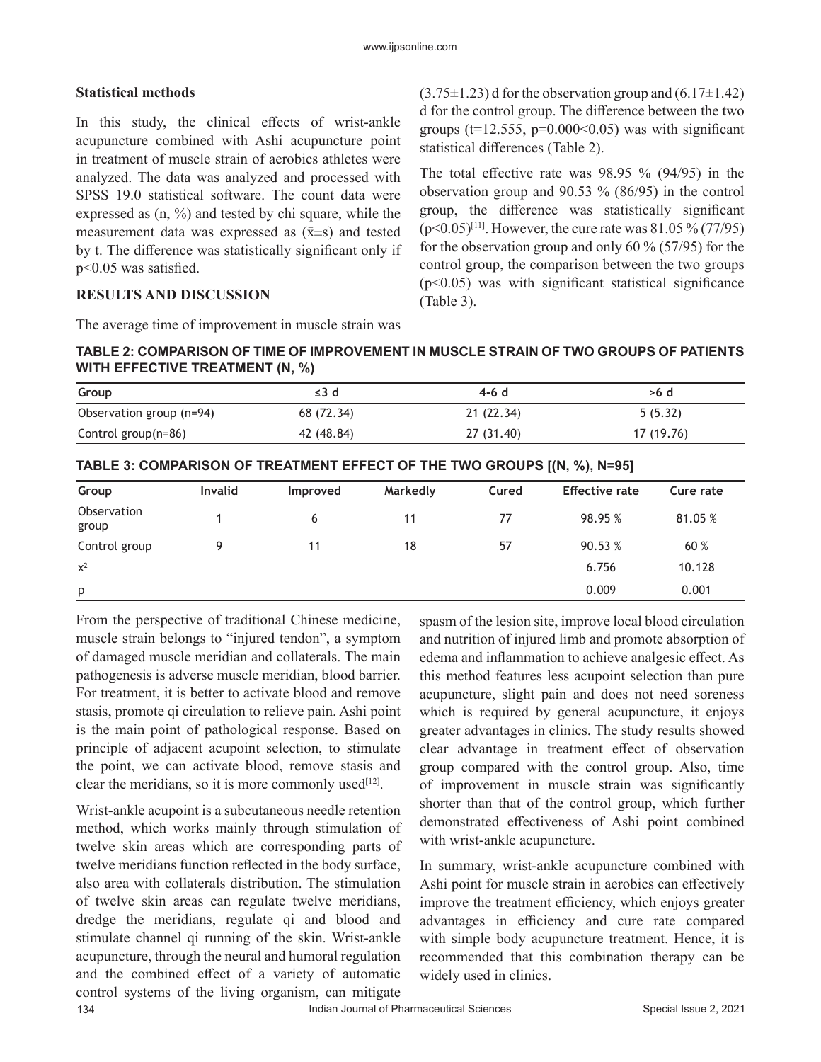### Statistical methods

In this study, the clinical effects of wrist-ankle acupuncture combined with Ashi acupuncture point in treatment of muscle strain of aerobics athletes were analyzed. The data was analyzed and processed with SPSS 19.0 statistical software. The count data were expressed as (n, %) and tested by chi square, while the measurement data was expressed as ($\bar{x}$±s) and tested by t. The difference was statistically significant only if $p<0.05$ was satisfied.

## RESULTS AND DISCUSSION

The average time of improvement in muscle strain was (3.75±1.23) d for the observation group and (6.17±1.42) d for the control group. The difference between the two groups ($t=12.555$, $p=0.000<0.05$) was with significant statistical differences (Table 2).

The total effective rate was 98.95 % (94/95) in the observation group and 90.53 % (86/95) in the control group, the difference was statistically significant ($p<0.05$)[11]. However, the cure rate was 81.05 % (77/95) for the observation group and only 60 % (57/95) for the control group, the comparison between the two groups ($p<0.05$) was with significant statistical significance (Table 3).

**TABLE 2: COMPARISON OF TIME OF IMPROVEMENT IN MUSCLE STRAIN OF TWO GROUPS OF PATIENTS WITH EFFECTIVE TREATMENT (N, %)**

| Group | ≤3 d | 4-6 d | >6 d |
|---|---|---|---|
| Observation group (n=94) | 68 (72.34) | 21 (22.34) | 5 (5.32) |
| Control group(n=86) | 42 (48.84) | 27 (31.40) | 17 (19.76) |

**TABLE 3: COMPARISON OF TREATMENT EFFECT OF THE TWO GROUPS [(N, %), N=95]**

| Group | Invalid | Improved | Markedly | Cured | Effective rate | Cure rate |
|---|---|---|---|---|---|---|
| Observation group | 1 | 6 | 11 | 77 | 98.95 % | 81.05 % |
| Control group | 9 | 11 | 18 | 57 | 90.53 % | 60 % |
| $x^2$ | | | | | 6.756 | 10.128 |
| p | | | | | 0.009 | 0.001 |

From the perspective of traditional Chinese medicine, muscle strain belongs to "injured tendon", a symptom of damaged muscle meridian and collaterals. The main pathogenesis is adverse muscle meridian, blood barrier. For treatment, it is better to activate blood and remove stasis, promote qi circulation to relieve pain. Ashi point is the main point of pathological response. Based on principle of adjacent acupoint selection, to stimulate the point, we can activate blood, remove stasis and clear the meridians, so it is more commonly used[12].

Wrist-ankle acupoint is a subcutaneous needle retention method, which works mainly through stimulation of twelve skin areas which are corresponding parts of twelve meridians function reflected in the body surface, also area with collaterals distribution. The stimulation of twelve skin areas can regulate twelve meridians, dredge the meridians, regulate qi and blood and stimulate channel qi running of the skin. Wrist-ankle acupuncture, through the neural and humoral regulation and the combined effect of a variety of automatic control systems of the living organism, can mitigate spasm of the lesion site, improve local blood circulation and nutrition of injured limb and promote absorption of edema and inflammation to achieve analgesic effect. As this method features less acupoint selection than pure acupuncture, slight pain and does not need soreness which is required by general acupuncture, it enjoys greater advantages in clinics. The study results showed clear advantage in treatment effect of observation group compared with the control group. Also, time of improvement in muscle strain was significantly shorter than that of the control group, which further demonstrated effectiveness of Ashi point combined with wrist-ankle acupuncture.

In summary, wrist-ankle acupuncture combined with Ashi point for muscle strain in aerobics can effectively improve the treatment efficiency, which enjoys greater advantages in efficiency and cure rate compared with simple body acupuncture treatment. Hence, it is recommended that this combination therapy can be widely used in clinics.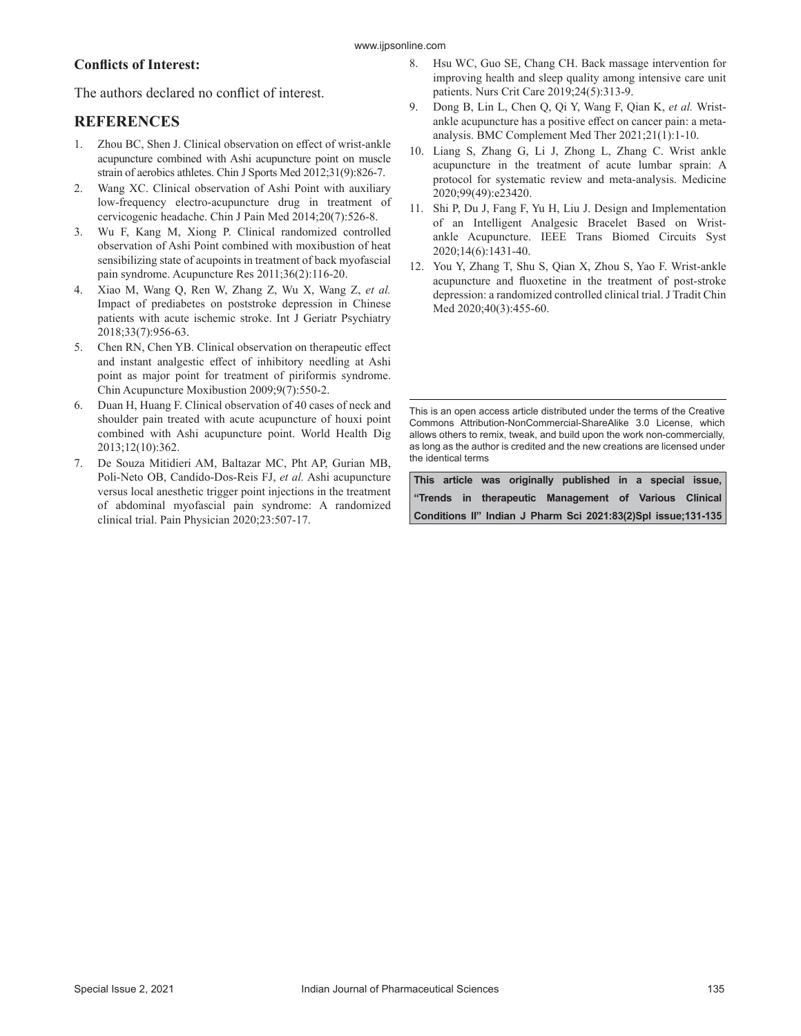**Conflicts of Interest:**

The authors declared no conflict of interest.

## REFERENCES

1. Zhou BC, Shen J. Clinical observation on effect of wrist-ankle acupuncture combined with Ashi acupuncture point on muscle strain of aerobics athletes. Chin J Sports Med 2012;31(9):826-7.
2. Wang XC. Clinical observation of Ashi Point with auxiliary low-frequency electro-acupuncture drug in treatment of cervicogenic headache. Chin J Pain Med 2014;20(7):526-8.
3. Wu F, Kang M, Xiong P. Clinical randomized controlled observation of Ashi Point combined with moxibustion of heat sensibilizing state of acupoints in treatment of back myofascial pain syndrome. Acupuncture Res 2011;36(2):116-20.
4. Xiao M, Wang Q, Ren W, Zhang Z, Wu X, Wang Z, *et al.* Impact of prediabetes on poststroke depression in Chinese patients with acute ischemic stroke. Int J Geriatr Psychiatry 2018;33(7):956-63.
5. Chen RN, Chen YB. Clinical observation on therapeutic effect and instant analgestic effect of inhibitory needling at Ashi point as major point for treatment of piriformis syndrome. Chin Acupuncture Moxibustion 2009;9(7):550-2.
6. Duan H, Huang F. Clinical observation of 40 cases of neck and shoulder pain treated with acute acupuncture of houxi point combined with Ashi acupuncture point. World Health Dig 2013;12(10):362.
7. De Souza Mitidieri AM, Baltazar MC, Pht AP, Gurian MB, Poli-Neto OB, Candido-Dos-Reis FJ, *et al.* Ashi acupuncture versus local anesthetic trigger point injections in the treatment of abdominal myofascial pain syndrome: A randomized clinical trial. Pain Physician 2020;23:507-17.
8. Hsu WC, Guo SE, Chang CH. Back massage intervention for improving health and sleep quality among intensive care unit patients. Nurs Crit Care 2019;24(5):313-9.
9. Dong B, Lin L, Chen Q, Qi Y, Wang F, Qian K, *et al.* Wrist-ankle acupuncture has a positive effect on cancer pain: a meta-analysis. BMC Complement Med Ther 2021;21(1):1-10.
10. Liang S, Zhang G, Li J, Zhong L, Zhang C. Wrist ankle acupuncture in the treatment of acute lumbar sprain: A protocol for systematic review and meta-analysis. Medicine 2020;99(49):e23420.
11. Shi P, Du J, Fang F, Yu H, Liu J. Design and Implementation of an Intelligent Analgesic Bracelet Based on Wrist-ankle Acupuncture. IEEE Trans Biomed Circuits Syst 2020;14(6):1431-40.
12. You Y, Zhang T, Shu S, Qian X, Zhou S, Yao F. Wrist-ankle acupuncture and fluoxetine in the treatment of post-stroke depression: a randomized controlled clinical trial. J Tradit Chin Med 2020;40(3):455-60.

---

This is an open access article distributed under the terms of the Creative Commons Attribution-NonCommercial-ShareAlike 3.0 License, which allows others to remix, tweak, and build upon the work non-commercially, as long as the author is credited and the new creations are licensed under the identical terms

**This article was originally published in a special issue, "Trends in therapeutic Management of Various Clinical Conditions II" Indian J Pharm Sci 2021:83(2)Spl issue;131-135**